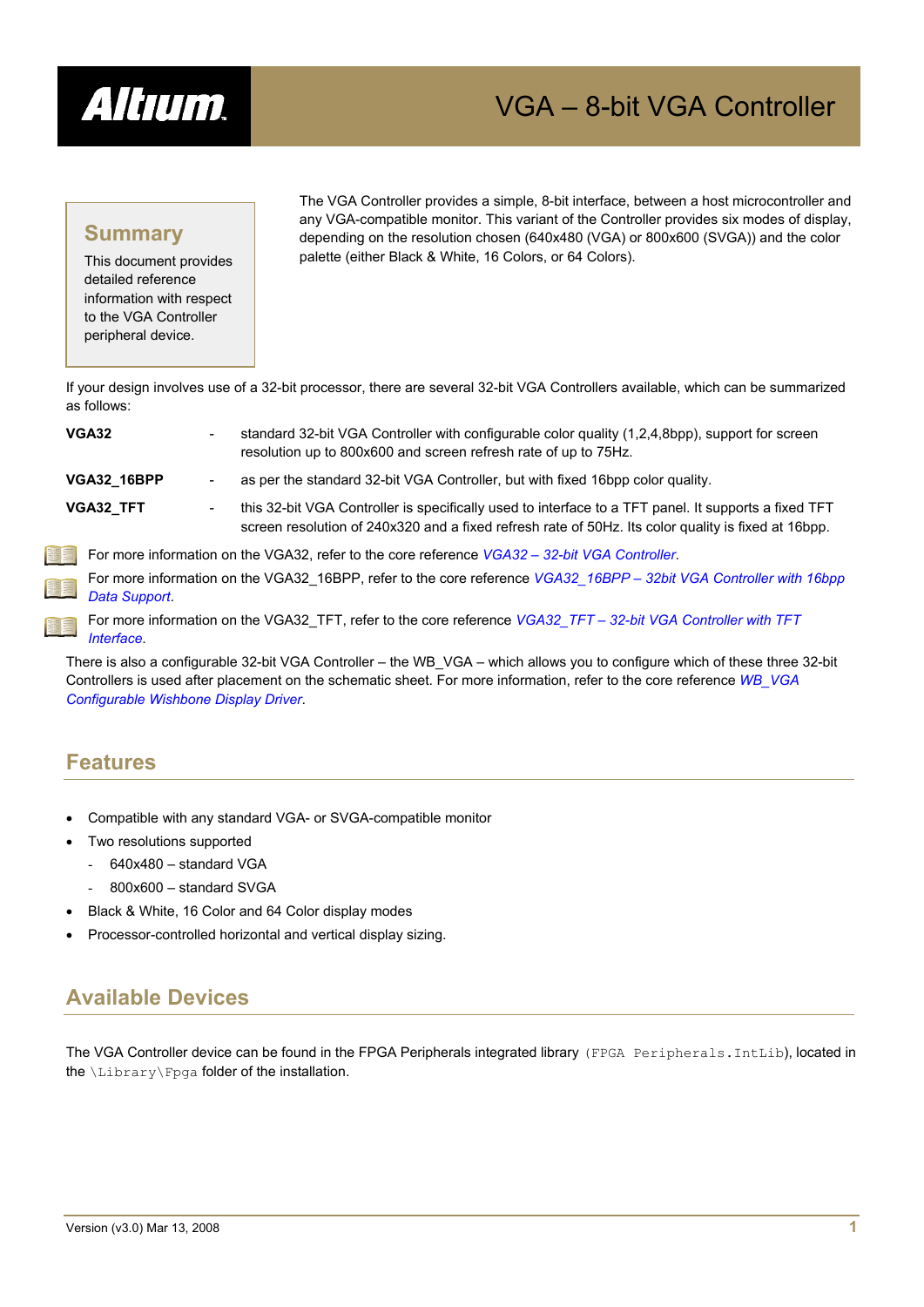# VGA – 8-bit VGA Controller

## Summary

This document provides detailed reference information with respect to the VGA Controller peripheral device.

The VGA Controller provides a simple, 8-bit interface, between a host microcontroller and any VGA-compatible monitor. This variant of the Controller provides six modes of display, depending on the resolution chosen (640x480 (VGA) or 800x600 (SVGA)) and the color palette (either Black & White, 16 Colors, or 64 Colors).

If your design involves use of a 32-bit processor, there are several 32-bit VGA Controllers available, which can be summarized as follows:

**VGA32** - standard 32-bit VGA Controller with configurable color quality (1,2,4,8bpp), support for screen resolution up to 800x600 and screen refresh rate of up to 75Hz.

**VGA32_16BPP** - as per the standard 32-bit VGA Controller, but with fixed 16bpp color quality.

**VGA32_TFT** - this 32-bit VGA Controller is specifically used to interface to a TFT panel. It supports a fixed TFT screen resolution of 240x320 and a fixed refresh rate of 50Hz. Its color quality is fixed at 16bpp.

For more information on the VGA32, refer to the core reference *VGA32 – 32-bit VGA Controller*.

For more information on the VGA32_16BPP, refer to the core reference *VGA32_16BPP – 32bit VGA Controller with 16bpp Data Support*.

For more information on the VGA32_TFT, refer to the core reference *VGA32_TFT – 32-bit VGA Controller with TFT Interface*.

There is also a configurable 32-bit VGA Controller – the WB_VGA – which allows you to configure which of these three 32-bit Controllers is used after placement on the schematic sheet. For more information, refer to the core reference *WB_VGA Configurable Wishbone Display Driver*.

## Features

- Compatible with any standard VGA- or SVGA-compatible monitor
- Two resolutions supported
  - 640x480 – standard VGA
  - 800x600 – standard SVGA
- Black & White, 16 Color and 64 Color display modes
- Processor-controlled horizontal and vertical display sizing.

## Available Devices

The VGA Controller device can be found in the FPGA Peripherals integrated library (`FPGA Peripherals.IntLib`), located in the `\Library\Fpga` folder of the installation.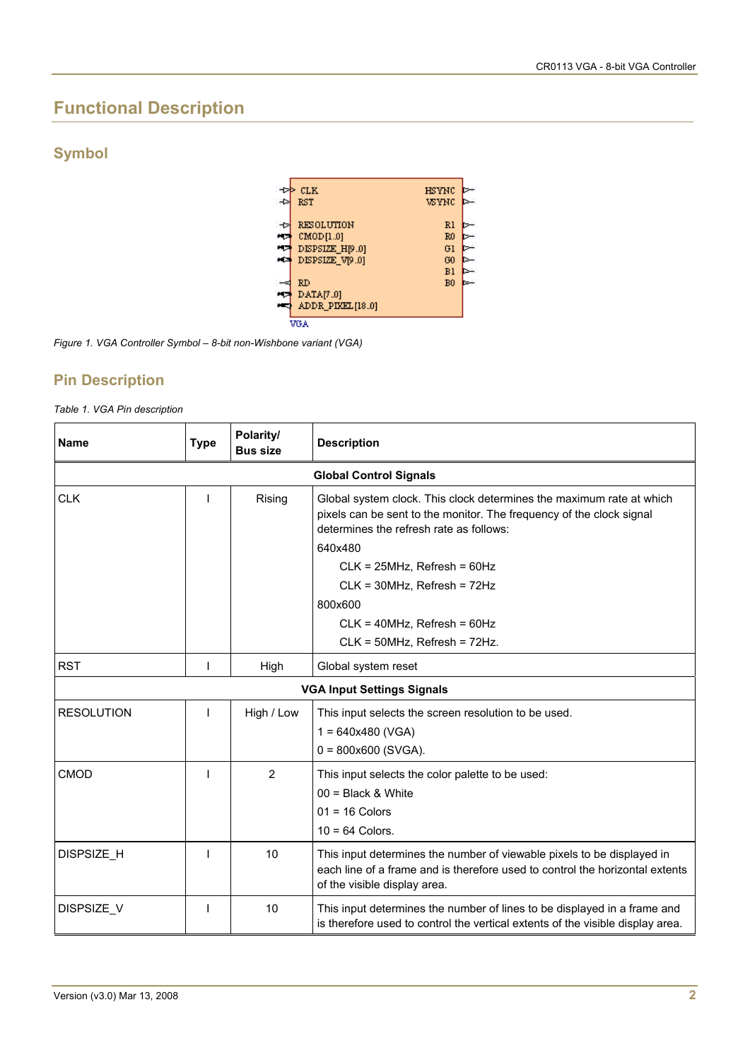# Functional Description

## Symbol

Figure 1. VGA Controller Symbol – 8-bit non-Wishbone variant (VGA)

## Pin Description

*Table 1. VGA Pin description*

| Name | Type | Polarity/ Bus size | Description |
|---|---|---|---|
| **Global Control Signals** | | | |
| CLK | I | Rising | Global system clock. This clock determines the maximum rate at which pixels can be sent to the monitor. The frequency of the clock signal determines the refresh rate as follows:<br>640x480<br>CLK = 25MHz, Refresh = 60Hz<br>CLK = 30MHz, Refresh = 72Hz<br>800x600<br>CLK = 40MHz, Refresh = 60Hz<br>CLK = 50MHz, Refresh = 72Hz. |
| RST | I | High | Global system reset |
| **VGA Input Settings Signals** | | | |
| RESOLUTION | I | High / Low | This input selects the screen resolution to be used.<br>1 = 640x480 (VGA)<br>0 = 800x600 (SVGA). |
| CMOD | I | 2 | This input selects the color palette to be used:<br>00 = Black & White<br>01 = 16 Colors<br>10 = 64 Colors. |
| DISPSIZE_H | I | 10 | This input determines the number of viewable pixels to be displayed in each line of a frame and is therefore used to control the horizontal extents of the visible display area. |
| DISPSIZE_V | I | 10 | This input determines the number of lines to be displayed in a frame and is therefore used to control the vertical extents of the visible display area. |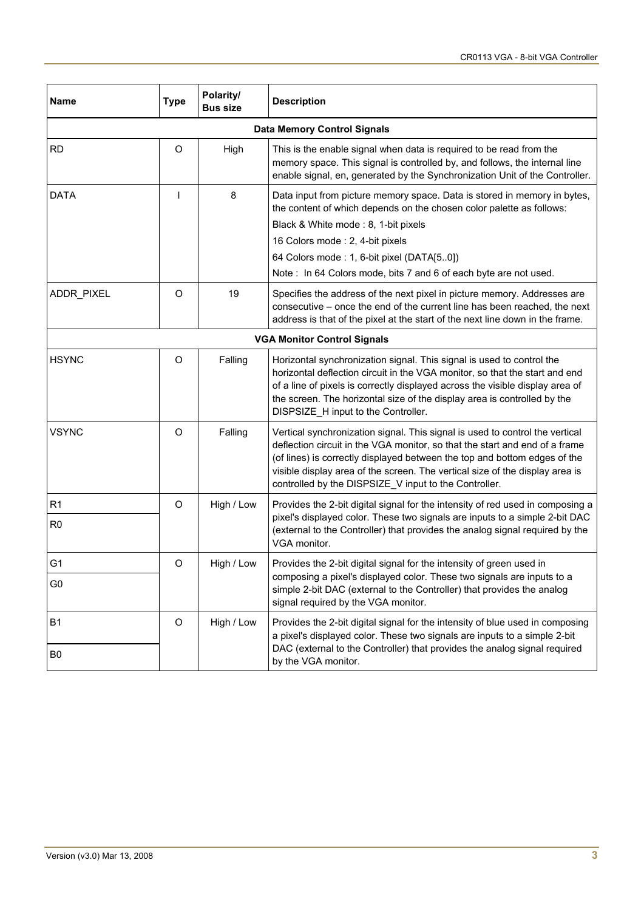| Name | Type | Polarity/ Bus size | Description |
| --- | --- | --- | --- |
| **Data Memory Control Signals** | | | |
| RD | O | High | This is the enable signal when data is required to be read from the memory space. This signal is controlled by, and follows, the internal line enable signal, en, generated by the Synchronization Unit of the Controller. |
| DATA | I | 8 | Data input from picture memory space. Data is stored in memory in bytes, the content of which depends on the chosen color palette as follows:<br>Black & White mode : 8, 1-bit pixels<br>16 Colors mode : 2, 4-bit pixels<br>64 Colors mode : 1, 6-bit pixel (DATA[5..0])<br>Note : In 64 Colors mode, bits 7 and 6 of each byte are not used. |
| ADDR_PIXEL | O | 19 | Specifies the address of the next pixel in picture memory. Addresses are consecutive – once the end of the current line has been reached, the next address is that of the pixel at the start of the next line down in the frame. |
| **VGA Monitor Control Signals** | | | |
| HSYNC | O | Falling | Horizontal synchronization signal. This signal is used to control the horizontal deflection circuit in the VGA monitor, so that the start and end of a line of pixels is correctly displayed across the visible display area of the screen. The horizontal size of the display area is controlled by the DISPSIZE_H input to the Controller. |
| VSYNC | O | Falling | Vertical synchronization signal. This signal is used to control the vertical deflection circuit in the VGA monitor, so that the start and end of a frame (of lines) is correctly displayed between the top and bottom edges of the visible display area of the screen. The vertical size of the display area is controlled by the DISPSIZE_V input to the Controller. |
| R1<br>R0 | O | High / Low | Provides the 2-bit digital signal for the intensity of red used in composing a pixel's displayed color. These two signals are inputs to a simple 2-bit DAC (external to the Controller) that provides the analog signal required by the VGA monitor. |
| G1<br>G0 | O | High / Low | Provides the 2-bit digital signal for the intensity of green used in composing a pixel's displayed color. These two signals are inputs to a simple 2-bit DAC (external to the Controller) that provides the analog signal required by the VGA monitor. |
| B1<br>B0 | O | High / Low | Provides the 2-bit digital signal for the intensity of blue used in composing a pixel's displayed color. These two signals are inputs to a simple 2-bit DAC (external to the Controller) that provides the analog signal required by the VGA monitor. |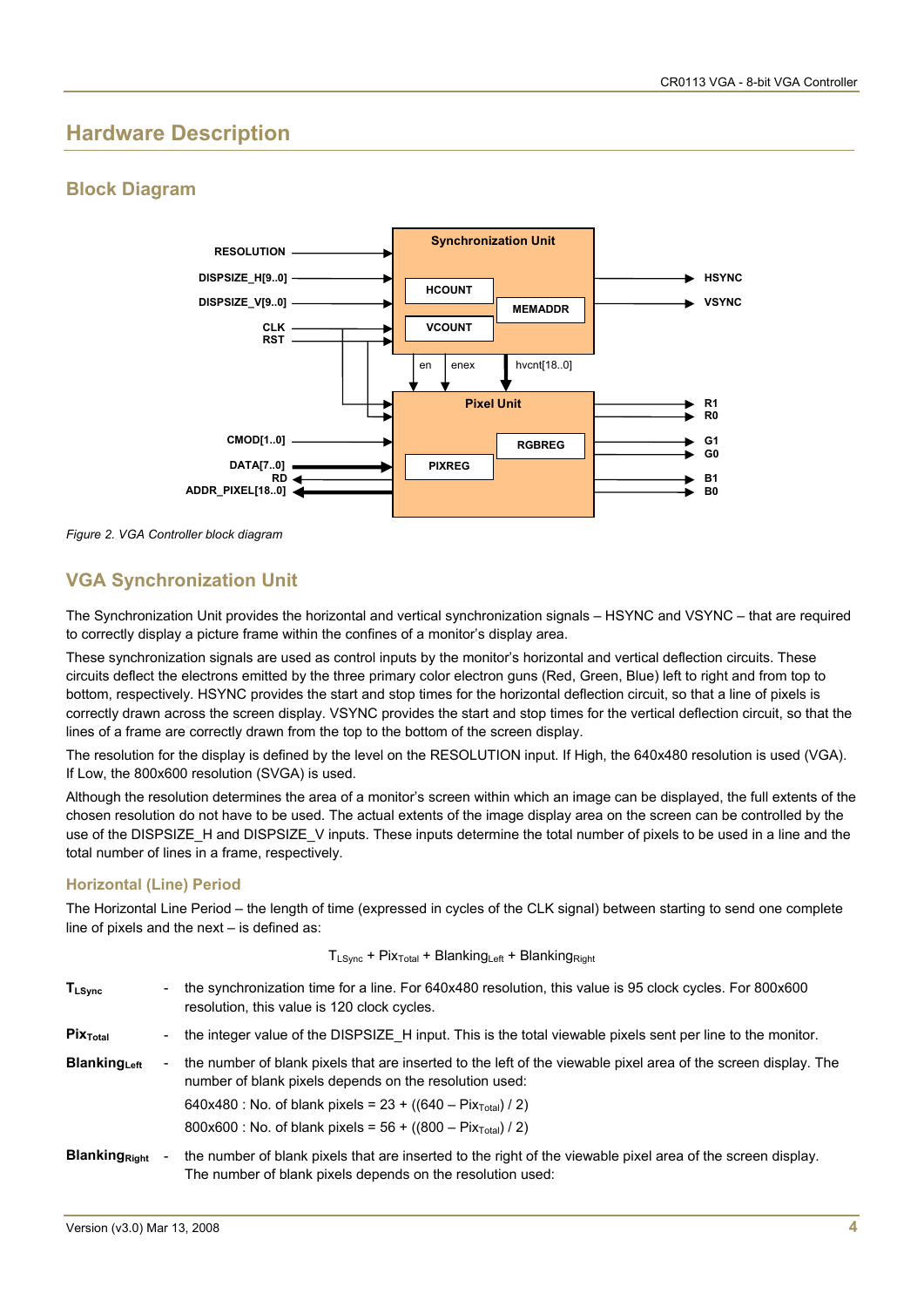# Hardware Description

## Block Diagram

*Figure 2. VGA Controller block diagram*

## VGA Synchronization Unit

The Synchronization Unit provides the horizontal and vertical synchronization signals – HSYNC and VSYNC – that are required to correctly display a picture frame within the confines of a monitor's display area.

These synchronization signals are used as control inputs by the monitor's horizontal and vertical deflection circuits. These circuits deflect the electrons emitted by the three primary color electron guns (Red, Green, Blue) left to right and from top to bottom, respectively. HSYNC provides the start and stop times for the horizontal deflection circuit, so that a line of pixels is correctly drawn across the screen display. VSYNC provides the start and stop times for the vertical deflection circuit, so that the lines of a frame are correctly drawn from the top to the bottom of the screen display.

The resolution for the display is defined by the level on the RESOLUTION input. If High, the 640x480 resolution is used (VGA). If Low, the 800x600 resolution (SVGA) is used.

Although the resolution determines the area of a monitor's screen within which an image can be displayed, the full extents of the chosen resolution do not have to be used. The actual extents of the image display area on the screen can be controlled by the use of the DISPSIZE_H and DISPSIZE_V inputs. These inputs determine the total number of pixels to be used in a line and the total number of lines in a frame, respectively.

### Horizontal (Line) Period

The Horizontal Line Period – the length of time (expressed in cycles of the CLK signal) between starting to send one complete line of pixels and the next – is defined as:

$$T_{LSync} + Pix_{Total} + Blanking_{Left} + Blanking_{Right}$$

**$T_{LSync}$** - the synchronization time for a line. For 640x480 resolution, this value is 95 clock cycles. For 800x600 resolution, this value is 120 clock cycles.

**$Pix_{Total}$** - the integer value of the DISPSIZE_H input. This is the total viewable pixels sent per line to the monitor.

**$Blanking_{Left}$** - the number of blank pixels that are inserted to the left of the viewable pixel area of the screen display. The number of blank pixels depends on the resolution used:

640x480 : No. of blank pixels = 23 + ((640 – $Pix_{Total}$) / 2)

800x600 : No. of blank pixels = 56 + ((800 – $Pix_{Total}$) / 2)

**$Blanking_{Right}$** - the number of blank pixels that are inserted to the right of the viewable pixel area of the screen display. The number of blank pixels depends on the resolution used: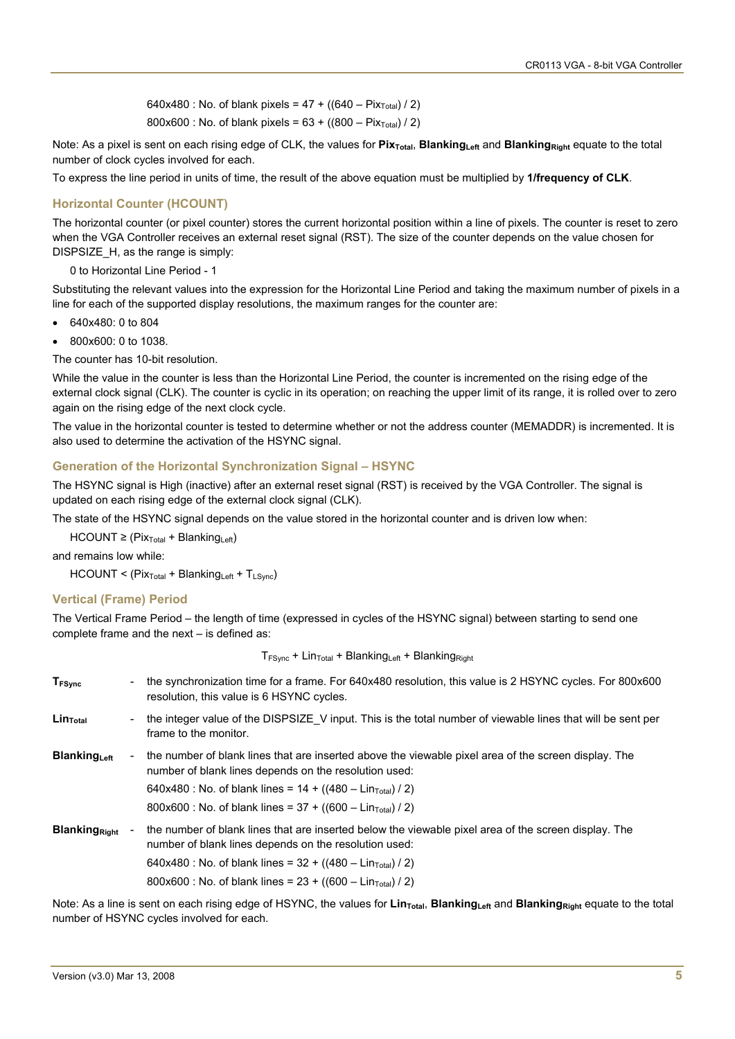640x480 : No. of blank pixels = 47 + ((640 – $Pix_{Total}$) / 2)

800x600 : No. of blank pixels = 63 + ((800 – $Pix_{Total}$) / 2)

Note: As a pixel is sent on each rising edge of CLK, the values for **$Pix_{Total}$**, **$Blanking_{Left}$** and **$Blanking_{Right}$** equate to the total number of clock cycles involved for each.

To express the line period in units of time, the result of the above equation must be multiplied by **1/frequency of CLK**.

### Horizontal Counter (HCOUNT)

The horizontal counter (or pixel counter) stores the current horizontal position within a line of pixels. The counter is reset to zero when the VGA Controller receives an external reset signal (RST). The size of the counter depends on the value chosen for DISPSIZE_H, as the range is simply:

0 to Horizontal Line Period - 1

Substituting the relevant values into the expression for the Horizontal Line Period and taking the maximum number of pixels in a line for each of the supported display resolutions, the maximum ranges for the counter are:

- 640x480: 0 to 804
- 800x600: 0 to 1038.

The counter has 10-bit resolution.

While the value in the counter is less than the Horizontal Line Period, the counter is incremented on the rising edge of the external clock signal (CLK). The counter is cyclic in its operation; on reaching the upper limit of its range, it is rolled over to zero again on the rising edge of the next clock cycle.

The value in the horizontal counter is tested to determine whether or not the address counter (MEMADDR) is incremented. It is also used to determine the activation of the HSYNC signal.

### Generation of the Horizontal Synchronization Signal – HSYNC

The HSYNC signal is High (inactive) after an external reset signal (RST) is received by the VGA Controller. The signal is updated on each rising edge of the external clock signal (CLK).

The state of the HSYNC signal depends on the value stored in the horizontal counter and is driven low when:

HCOUNT ≥ ($Pix_{Total}$ + $Blanking_{Left}$)

and remains low while:

HCOUNT < ($Pix_{Total}$ + $Blanking_{Left}$ + $T_{LSync}$)

### Vertical (Frame) Period

The Vertical Frame Period – the length of time (expressed in cycles of the HSYNC signal) between starting to send one complete frame and the next – is defined as:

$$T_{FSync} + Lin_{Total} + Blanking_{Left} + Blanking_{Right}$$

**$T_{FSync}$** - the synchronization time for a frame. For 640x480 resolution, this value is 2 HSYNC cycles. For 800x600 resolution, this value is 6 HSYNC cycles.

**$Lin_{Total}$** - the integer value of the DISPSIZE_V input. This is the total number of viewable lines that will be sent per frame to the monitor.

**$Blanking_{Left}$** - the number of blank lines that are inserted above the viewable pixel area of the screen display. The number of blank lines depends on the resolution used:

640x480 : No. of blank lines = 14 + ((480 – $Lin_{Total}$) / 2)

800x600 : No. of blank lines = 37 + ((600 – $Lin_{Total}$) / 2)

**$Blanking_{Right}$** - the number of blank lines that are inserted below the viewable pixel area of the screen display. The number of blank lines depends on the resolution used:

640x480 : No. of blank lines = 32 + ((480 – $Lin_{Total}$) / 2)

800x600 : No. of blank lines = 23 + ((600 – $Lin_{Total}$) / 2)

Note: As a line is sent on each rising edge of HSYNC, the values for **$Lin_{Total}$**, **$Blanking_{Left}$** and **$Blanking_{Right}$** equate to the total number of HSYNC cycles involved for each.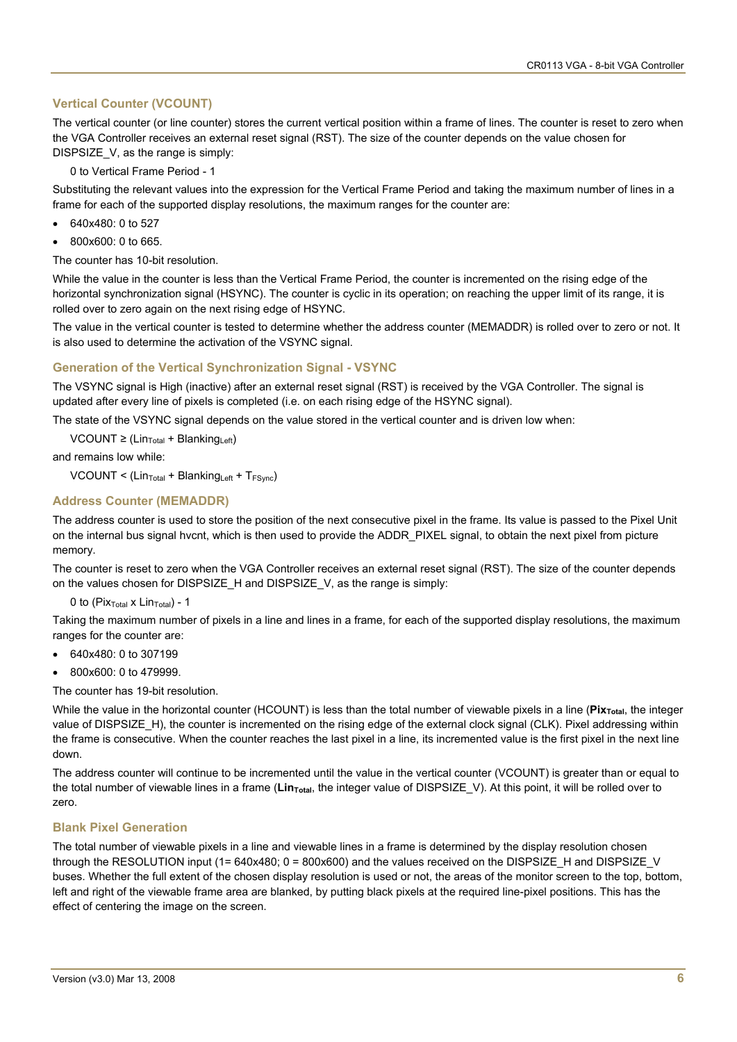### Vertical Counter (VCOUNT)

The vertical counter (or line counter) stores the current vertical position within a frame of lines. The counter is reset to zero when the VGA Controller receives an external reset signal (RST). The size of the counter depends on the value chosen for DISPSIZE_V, as the range is simply:

0 to Vertical Frame Period - 1

Substituting the relevant values into the expression for the Vertical Frame Period and taking the maximum number of lines in a frame for each of the supported display resolutions, the maximum ranges for the counter are:

- 640x480: 0 to 527
- 800x600: 0 to 665.

The counter has 10-bit resolution.

While the value in the counter is less than the Vertical Frame Period, the counter is incremented on the rising edge of the horizontal synchronization signal (HSYNC). The counter is cyclic in its operation; on reaching the upper limit of its range, it is rolled over to zero again on the next rising edge of HSYNC.

The value in the vertical counter is tested to determine whether the address counter (MEMADDR) is rolled over to zero or not. It is also used to determine the activation of the VSYNC signal.

### Generation of the Vertical Synchronization Signal - VSYNC

The VSYNC signal is High (inactive) after an external reset signal (RST) is received by the VGA Controller. The signal is updated after every line of pixels is completed (i.e. on each rising edge of the HSYNC signal).

The state of the VSYNC signal depends on the value stored in the vertical counter and is driven low when:

$VCOUNT \geq (Lin_{Total} + Blanking_{Left})$

and remains low while:

$VCOUNT < (Lin_{Total} + Blanking_{Left} + T_{FSync})$

### Address Counter (MEMADDR)

The address counter is used to store the position of the next consecutive pixel in the frame. Its value is passed to the Pixel Unit on the internal bus signal hvcnt, which is then used to provide the ADDR_PIXEL signal, to obtain the next pixel from picture memory.

The counter is reset to zero when the VGA Controller receives an external reset signal (RST). The size of the counter depends on the values chosen for DISPSIZE_H and DISPSIZE_V, as the range is simply:

0 to $(Pix_{Total} \times Lin_{Total}) - 1$

Taking the maximum number of pixels in a line and lines in a frame, for each of the supported display resolutions, the maximum ranges for the counter are:

- 640x480: 0 to 307199
- 800x600: 0 to 479999.

The counter has 19-bit resolution.

While the value in the horizontal counter (HCOUNT) is less than the total number of viewable pixels in a line (**$Pix_{Total}$**, the integer value of DISPSIZE_H), the counter is incremented on the rising edge of the external clock signal (CLK). Pixel addressing within the frame is consecutive. When the counter reaches the last pixel in a line, its incremented value is the first pixel in the next line down.

The address counter will continue to be incremented until the value in the vertical counter (VCOUNT) is greater than or equal to the total number of viewable lines in a frame (**$Lin_{Total}$**, the integer value of DISPSIZE_V). At this point, it will be rolled over to zero.

### Blank Pixel Generation

The total number of viewable pixels in a line and viewable lines in a frame is determined by the display resolution chosen through the RESOLUTION input (1= 640x480; 0 = 800x600) and the values received on the DISPSIZE_H and DISPSIZE_V buses. Whether the full extent of the chosen display resolution is used or not, the areas of the monitor screen to the top, bottom, left and right of the viewable frame area are blanked, by putting black pixels at the required line-pixel positions. This has the effect of centering the image on the screen.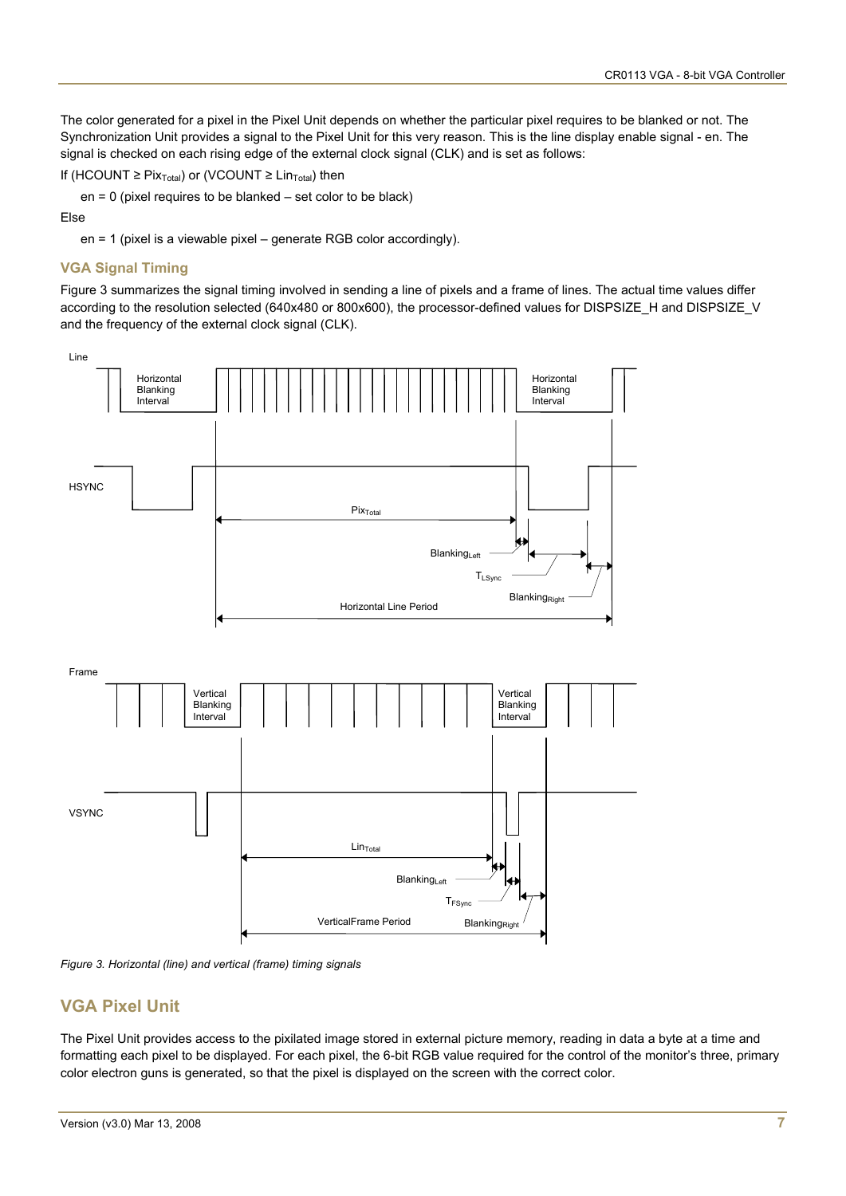The color generated for a pixel in the Pixel Unit depends on whether the particular pixel requires to be blanked or not. The Synchronization Unit provides a signal to the Pixel Unit for this very reason. This is the line display enable signal - en. The signal is checked on each rising edge of the external clock signal (CLK) and is set as follows:

If (HCOUNT ≥ $Pix_{Total}$) or (VCOUNT ≥ $Lin_{Total}$) then

en = 0 (pixel requires to be blanked – set color to be black)

Else

en = 1 (pixel is a viewable pixel – generate RGB color accordingly).

### VGA Signal Timing

Figure 3 summarizes the signal timing involved in sending a line of pixels and a frame of lines. The actual time values differ according to the resolution selected (640x480 or 800x600), the processor-defined values for DISPSIZE_H and DISPSIZE_V and the frequency of the external clock signal (CLK).

*Figure 3. Horizontal (line) and vertical (frame) timing signals*

## VGA Pixel Unit

The Pixel Unit provides access to the pixilated image stored in external picture memory, reading in data a byte at a time and formatting each pixel to be displayed. For each pixel, the 6-bit RGB value required for the control of the monitor's three, primary color electron guns is generated, so that the pixel is displayed on the screen with the correct color.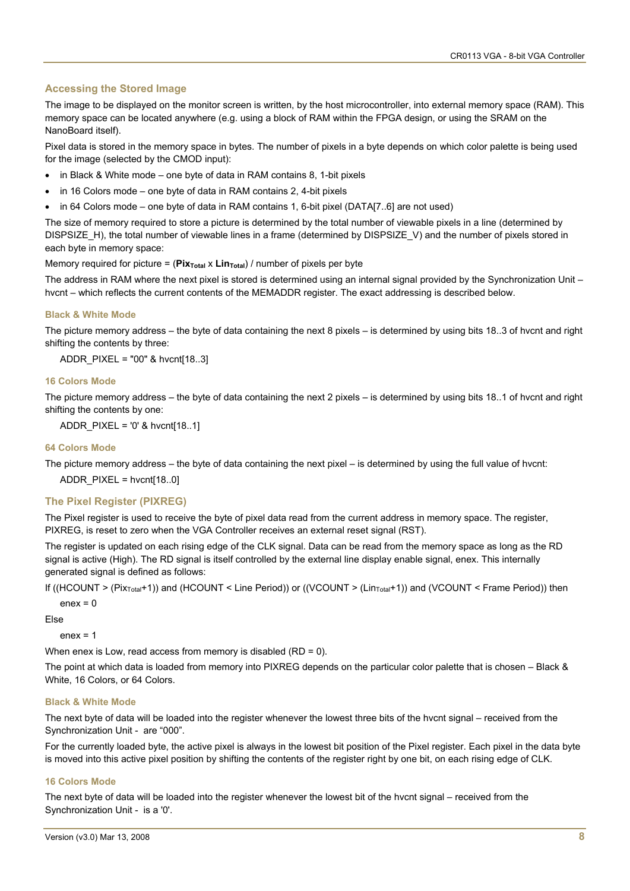## Accessing the Stored Image

The image to be displayed on the monitor screen is written, by the host microcontroller, into external memory space (RAM). This memory space can be located anywhere (e.g. using a block of RAM within the FPGA design, or using the SRAM on the NanoBoard itself).

Pixel data is stored in the memory space in bytes. The number of pixels in a byte depends on which color palette is being used for the image (selected by the CMOD input):

- in Black & White mode – one byte of data in RAM contains 8, 1-bit pixels
- in 16 Colors mode – one byte of data in RAM contains 2, 4-bit pixels
- in 64 Colors mode – one byte of data in RAM contains 1, 6-bit pixel (DATA[7..6] are not used)

The size of memory required to store a picture is determined by the total number of viewable pixels in a line (determined by DISPSIZE_H), the total number of viewable lines in a frame (determined by DISPSIZE_V) and the number of pixels stored in each byte in memory space:

Memory required for picture = ($\mathbf{Pix_{Total}}$ x $\mathbf{Lin_{Total}}$) / number of pixels per byte

The address in RAM where the next pixel is stored is determined using an internal signal provided by the Synchronization Unit – hvcnt – which reflects the current contents of the MEMADDR register. The exact addressing is described below.

### Black & White Mode

The picture memory address – the byte of data containing the next 8 pixels – is determined by using bits 18..3 of hvcnt and right shifting the contents by three:

ADDR_PIXEL = "00" & hvcnt[18..3]

### 16 Colors Mode

The picture memory address – the byte of data containing the next 2 pixels – is determined by using bits 18..1 of hvcnt and right shifting the contents by one:

ADDR_PIXEL = '0' & hvcnt[18..1]

### 64 Colors Mode

The picture memory address – the byte of data containing the next pixel – is determined by using the full value of hvcnt:

ADDR_PIXEL = hvcnt[18..0]

## The Pixel Register (PIXREG)

The Pixel register is used to receive the byte of pixel data read from the current address in memory space. The register, PIXREG, is reset to zero when the VGA Controller receives an external reset signal (RST).

The register is updated on each rising edge of the CLK signal. Data can be read from the memory space as long as the RD signal is active (High). The RD signal is itself controlled by the external line display enable signal, enex. This internally generated signal is defined as follows:

If ((HCOUNT > ($Pix_{Total}$+1)) and (HCOUNT < Line Period)) or ((VCOUNT > ($Lin_{Total}$+1)) and (VCOUNT < Frame Period)) then

enex = 0

Else

enex = 1

When enex is Low, read access from memory is disabled (RD = 0).

The point at which data is loaded from memory into PIXREG depends on the particular color palette that is chosen – Black & White, 16 Colors, or 64 Colors.

### Black & White Mode

The next byte of data will be loaded into the register whenever the lowest three bits of the hvcnt signal – received from the Synchronization Unit - are "000".

For the currently loaded byte, the active pixel is always in the lowest bit position of the Pixel register. Each pixel in the data byte is moved into this active pixel position by shifting the contents of the register right by one bit, on each rising edge of CLK.

### 16 Colors Mode

The next byte of data will be loaded into the register whenever the lowest bit of the hvcnt signal – received from the Synchronization Unit - is a '0'.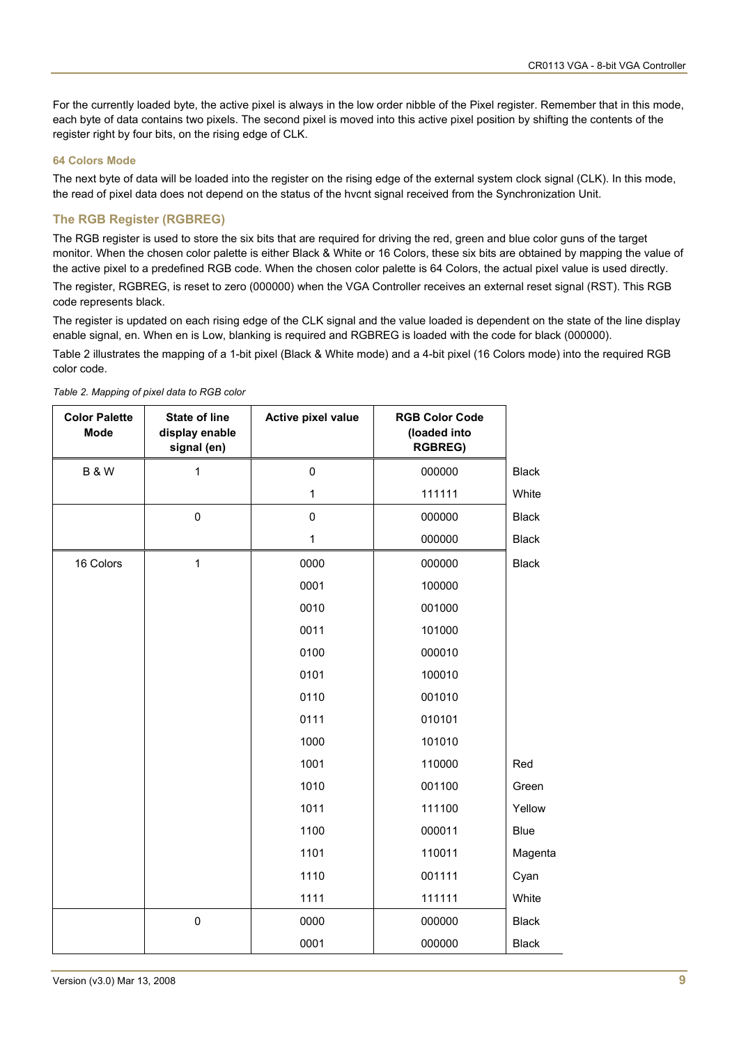For the currently loaded byte, the active pixel is always in the low order nibble of the Pixel register. Remember that in this mode, each byte of data contains two pixels. The second pixel is moved into this active pixel position by shifting the contents of the register right by four bits, on the rising edge of CLK.

#### 64 Colors Mode

The next byte of data will be loaded into the register on the rising edge of the external system clock signal (CLK). In this mode, the read of pixel data does not depend on the status of the hvcnt signal received from the Synchronization Unit.

### The RGB Register (RGBREG)

The RGB register is used to store the six bits that are required for driving the red, green and blue color guns of the target monitor. When the chosen color palette is either Black & White or 16 Colors, these six bits are obtained by mapping the value of the active pixel to a predefined RGB code. When the chosen color palette is 64 Colors, the actual pixel value is used directly.

The register, RGBREG, is reset to zero (000000) when the VGA Controller receives an external reset signal (RST). This RGB code represents black.

The register is updated on each rising edge of the CLK signal and the value loaded is dependent on the state of the line display enable signal, en. When en is Low, blanking is required and RGBREG is loaded with the code for black (000000).

Table 2 illustrates the mapping of a 1-bit pixel (Black & White mode) and a 4-bit pixel (16 Colors mode) into the required RGB color code.

*Table 2. Mapping of pixel data to RGB color*

| Color Palette Mode | State of line display enable signal (en) | Active pixel value | RGB Color Code (loaded into RGBREG) | |
|---|---|---|---|---|
| B & W | 1 | 0 | 000000 | Black |
| | | 1 | 111111 | White |
| | 0 | 0 | 000000 | Black |
| | | 1 | 000000 | Black |
| 16 Colors | 1 | 0000 | 000000 | Black |
| | | 0001 | 100000 | |
| | | 0010 | 001000 | |
| | | 0011 | 101000 | |
| | | 0100 | 000010 | |
| | | 0101 | 100010 | |
| | | 0110 | 001010 | |
| | | 0111 | 010101 | |
| | | 1000 | 101010 | |
| | | 1001 | 110000 | Red |
| | | 1010 | 001100 | Green |
| | | 1011 | 111100 | Yellow |
| | | 1100 | 000011 | Blue |
| | | 1101 | 110011 | Magenta |
| | | 1110 | 001111 | Cyan |
| | | 1111 | 111111 | White |
| | 0 | 0000 | 000000 | Black |
| | | 0001 | 000000 | Black |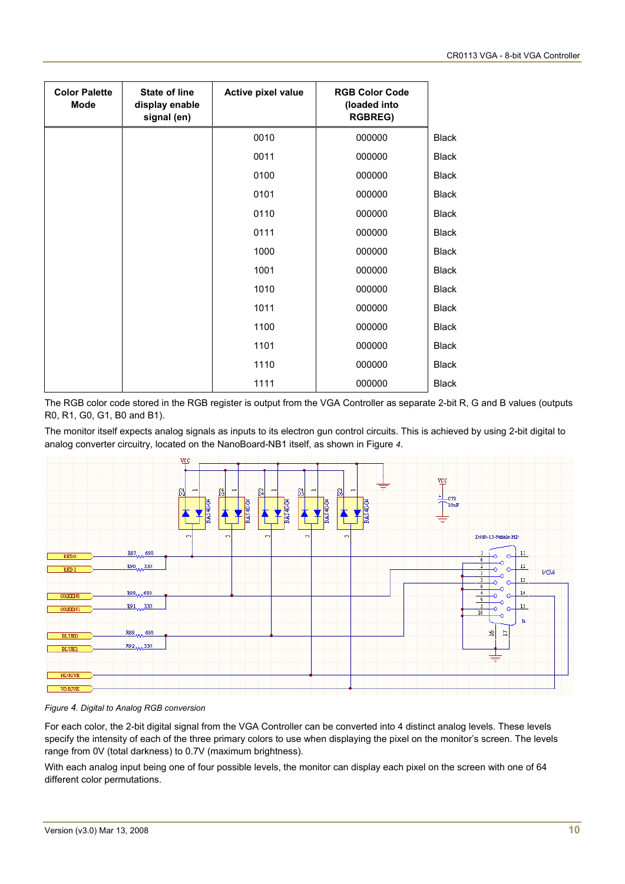| Color Palette Mode | State of line display enable signal (en) | Active pixel value | RGB Color Code (loaded into RGBREG) | |
|---|---|---|---|---|
| | | 0010 | 000000 | Black |
| | | 0011 | 000000 | Black |
| | | 0100 | 000000 | Black |
| | | 0101 | 000000 | Black |
| | | 0110 | 000000 | Black |
| | | 0111 | 000000 | Black |
| | | 1000 | 000000 | Black |
| | | 1001 | 000000 | Black |
| | | 1010 | 000000 | Black |
| | | 1011 | 000000 | Black |
| | | 1100 | 000000 | Black |
| | | 1101 | 000000 | Black |
| | | 1110 | 000000 | Black |
| | | 1111 | 000000 | Black |

The RGB color code stored in the RGB register is output from the VGA Controller as separate 2-bit R, G and B values (outputs R0, R1, G0, G1, B0 and B1).

The monitor itself expects analog signals as inputs to its electron gun control circuits. This is achieved by using 2-bit digital to analog converter circuitry, located on the NanoBoard-NB1 itself, as shown in Figure *4*.

*Figure 4. Digital to Analog RGB conversion*

For each color, the 2-bit digital signal from the VGA Controller can be converted into 4 distinct analog levels. These levels specify the intensity of each of the three primary colors to use when displaying the pixel on the monitor's screen. The levels range from 0V (total darkness) to 0.7V (maximum brightness).

With each analog input being one of four possible levels, the monitor can display each pixel on the screen with one of 64 different color permutations.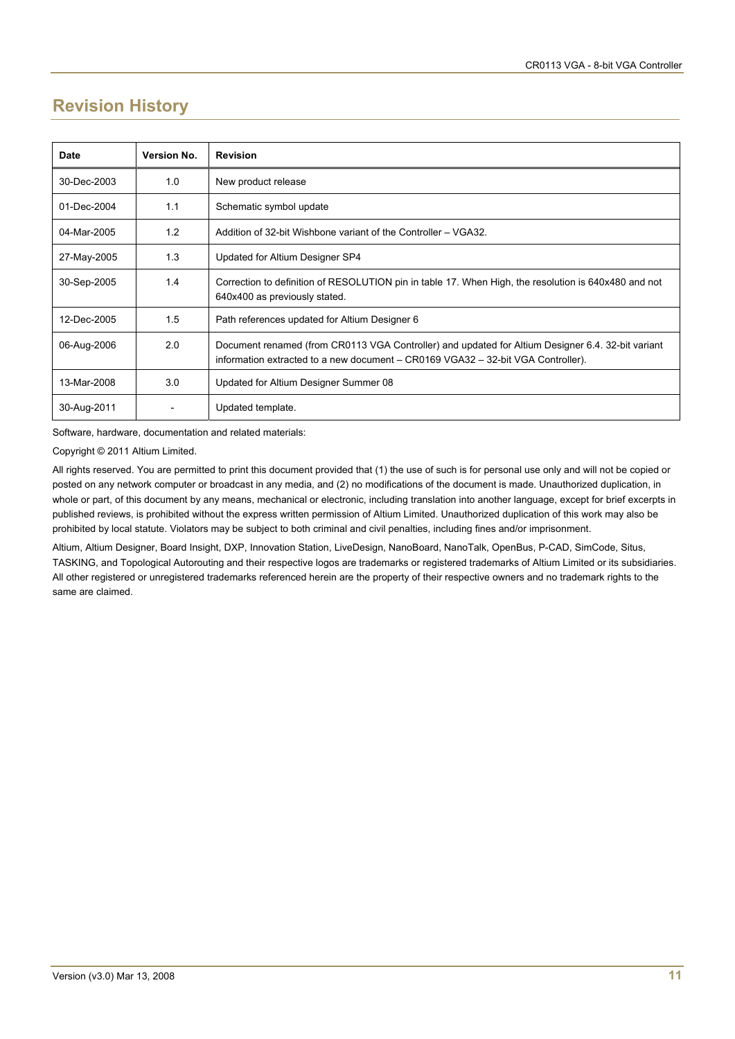## Revision History

| Date | Version No. | Revision |
|---|---|---|
| 30-Dec-2003 | 1.0 | New product release |
| 01-Dec-2004 | 1.1 | Schematic symbol update |
| 04-Mar-2005 | 1.2 | Addition of 32-bit Wishbone variant of the Controller – VGA32. |
| 27-May-2005 | 1.3 | Updated for Altium Designer SP4 |
| 30-Sep-2005 | 1.4 | Correction to definition of RESOLUTION pin in table 17. When High, the resolution is 640x480 and not 640x400 as previously stated. |
| 12-Dec-2005 | 1.5 | Path references updated for Altium Designer 6 |
| 06-Aug-2006 | 2.0 | Document renamed (from CR0113 VGA Controller) and updated for Altium Designer 6.4. 32-bit variant information extracted to a new document – CR0169 VGA32 – 32-bit VGA Controller). |
| 13-Mar-2008 | 3.0 | Updated for Altium Designer Summer 08 |
| 30-Aug-2011 | - | Updated template. |

Software, hardware, documentation and related materials:

Copyright © 2011 Altium Limited.

All rights reserved. You are permitted to print this document provided that (1) the use of such is for personal use only and will not be copied or posted on any network computer or broadcast in any media, and (2) no modifications of the document is made. Unauthorized duplication, in whole or part, of this document by any means, mechanical or electronic, including translation into another language, except for brief excerpts in published reviews, is prohibited without the express written permission of Altium Limited. Unauthorized duplication of this work may also be prohibited by local statute. Violators may be subject to both criminal and civil penalties, including fines and/or imprisonment.

Altium, Altium Designer, Board Insight, DXP, Innovation Station, LiveDesign, NanoBoard, NanoTalk, OpenBus, P-CAD, SimCode, Situs, TASKING, and Topological Autorouting and their respective logos are trademarks or registered trademarks of Altium Limited or its subsidiaries. All other registered or unregistered trademarks referenced herein are the property of their respective owners and no trademark rights to the same are claimed.